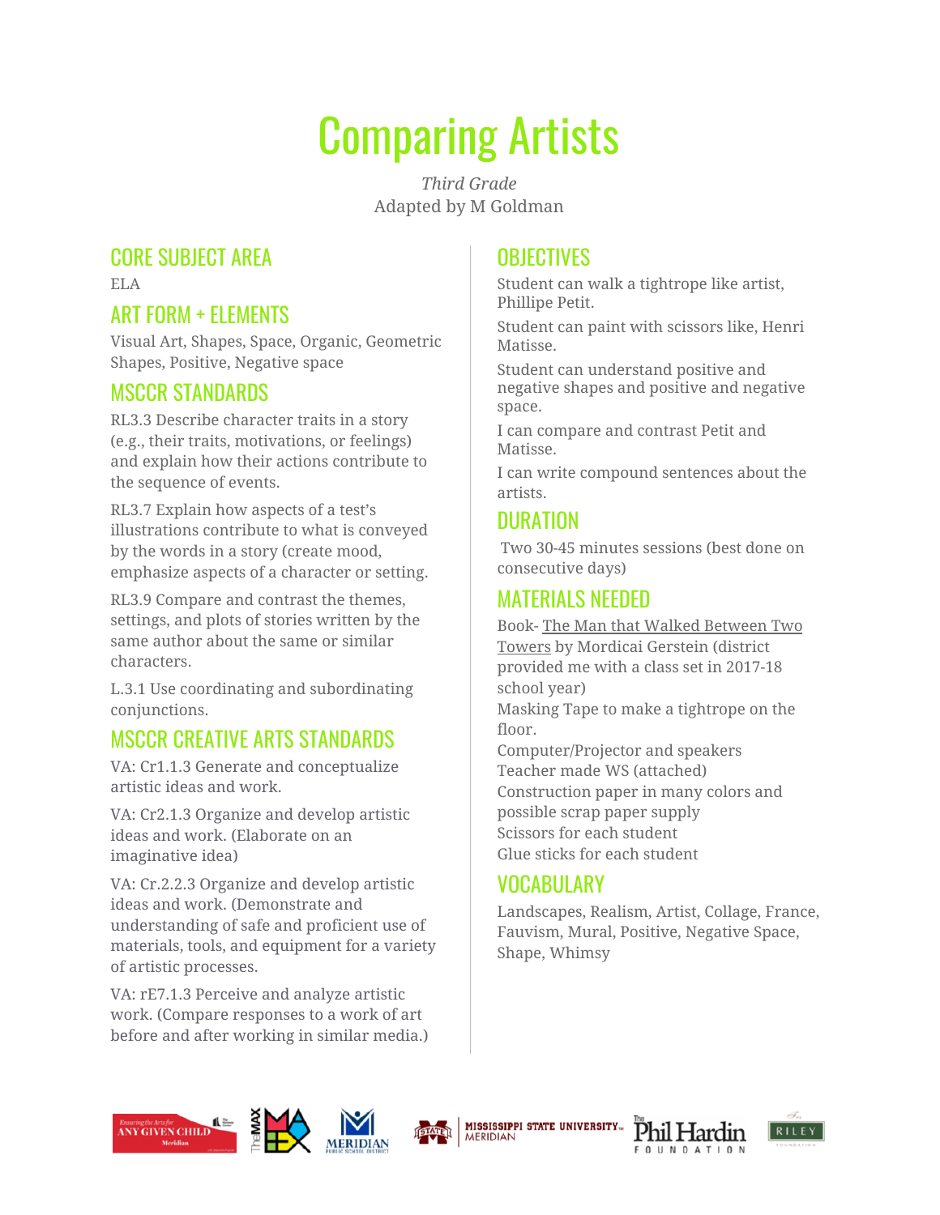# Comparing Artists

*Third Grade*
Adapted by M Goldman

## CORE SUBJECT AREA

ELA

## ART FORM + ELEMENTS

Visual Art, Shapes, Space, Organic, Geometric Shapes, Positive, Negative space

## MSCCR STANDARDS

RL3.3 Describe character traits in a story (e.g., their traits, motivations, or feelings) and explain how their actions contribute to the sequence of events.

RL3.7 Explain how aspects of a test's illustrations contribute to what is conveyed by the words in a story (create mood, emphasize aspects of a character or setting.

RL3.9 Compare and contrast the themes, settings, and plots of stories written by the same author about the same or similar characters.

L.3.1 Use coordinating and subordinating conjunctions.

## MSCCR CREATIVE ARTS STANDARDS

VA: Cr1.1.3 Generate and conceptualize artistic ideas and work.

VA: Cr2.1.3 Organize and develop artistic ideas and work. (Elaborate on an imaginative idea)

VA: Cr.2.2.3 Organize and develop artistic ideas and work. (Demonstrate and understanding of safe and proficient use of materials, tools, and equipment for a variety of artistic processes.

VA: rE7.1.3 Perceive and analyze artistic work. (Compare responses to a work of art before and after working in similar media.)

## OBJECTIVES

Student can walk a tightrope like artist, Phillipe Petit.

Student can paint with scissors like, Henri Matisse.

Student can understand positive and negative shapes and positive and negative space.

I can compare and contrast Petit and Matisse.

I can write compound sentences about the artists.

## DURATION

Two 30-45 minutes sessions (best done on consecutive days)

## MATERIALS NEEDED

Book- The Man that Walked Between Two Towers by Mordicai Gerstein (district provided me with a class set in 2017-18 school year)
Masking Tape to make a tightrope on the floor.
Computer/Projector and speakers
Teacher made WS (attached)
Construction paper in many colors and possible scrap paper supply
Scissors for each student
Glue sticks for each student

## VOCABULARY

Landscapes, Realism, Artist, Collage, France, Fauvism, Mural, Positive, Negative Space, Shape, Whimsy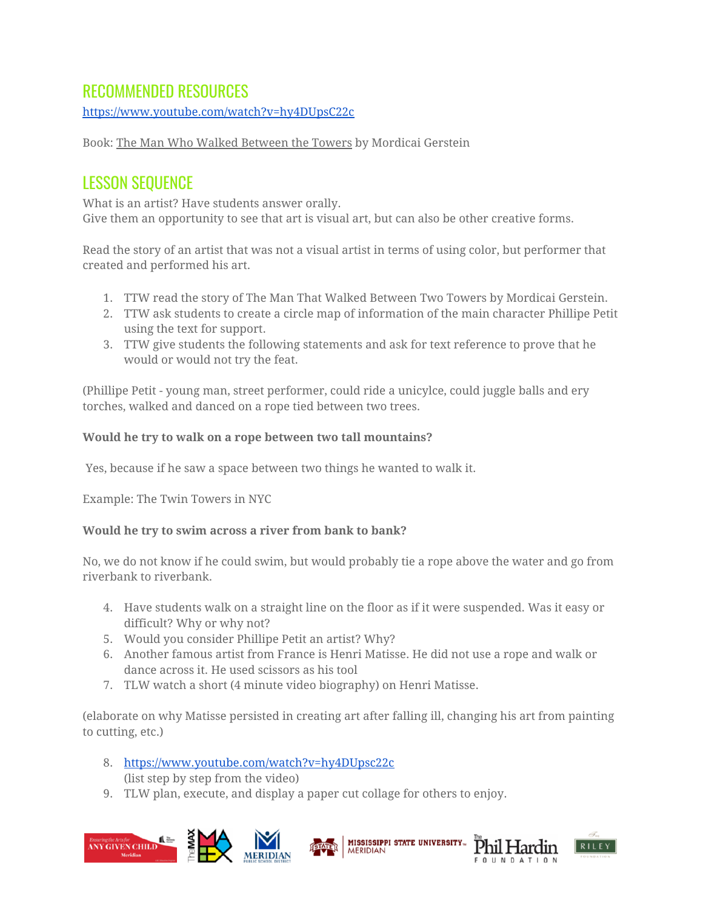## RECOMMENDED RESOURCES

https://www.youtube.com/watch?v=hy4DUpsC22c

Book: The Man Who Walked Between the Towers by Mordicai Gerstein

## LESSON SEQUENCE

What is an artist? Have students answer orally.
Give them an opportunity to see that art is visual art, but can also be other creative forms.

Read the story of an artist that was not a visual artist in terms of using color, but performer that created and performed his art.

1. TTW read the story of The Man That Walked Between Two Towers by Mordicai Gerstein.
2. TTW ask students to create a circle map of information of the main character Phillipe Petit using the text for support.
3. TTW give students the following statements and ask for text reference to prove that he would or would not try the feat.

(Phillipe Petit - young man, street performer, could ride a unicylce, could juggle balls and ery torches, walked and danced on a rope tied between two trees.

**Would he try to walk on a rope between two tall mountains?**

Yes, because if he saw a space between two things he wanted to walk it.

Example: The Twin Towers in NYC

**Would he try to swim across a river from bank to bank?**

No, we do not know if he could swim, but would probably tie a rope above the water and go from riverbank to riverbank.

4. Have students walk on a straight line on the floor as if it were suspended. Was it easy or difficult? Why or why not?
5. Would you consider Phillipe Petit an artist? Why?
6. Another famous artist from France is Henri Matisse. He did not use a rope and walk or dance across it. He used scissors as his tool
7. TLW watch a short (4 minute video biography) on Henri Matisse.

(elaborate on why Matisse persisted in creating art after falling ill, changing his art from painting to cutting, etc.)

8. https://www.youtube.com/watch?v=hy4DUpsc22c
   (list step by step from the video)
9. TLW plan, execute, and display a paper cut collage for others to enjoy.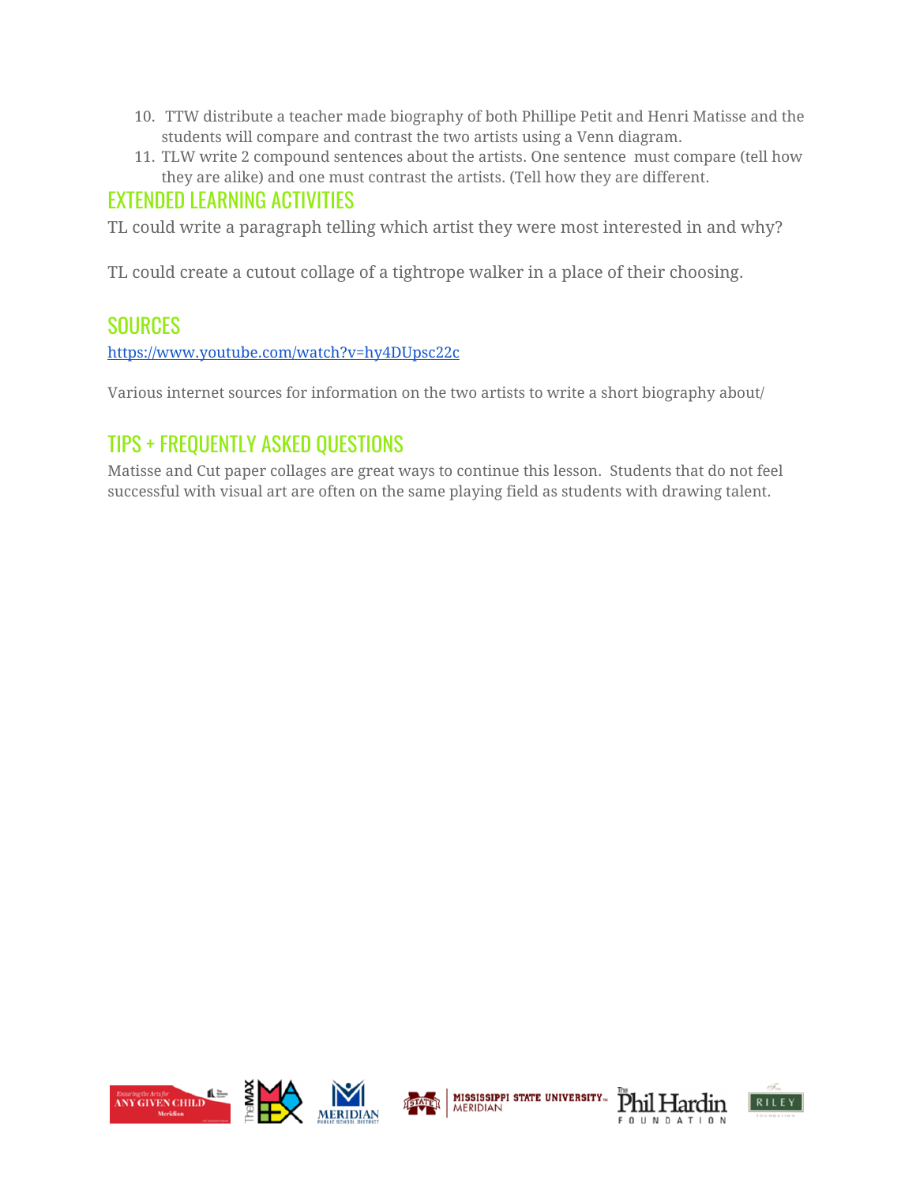10. TTW distribute a teacher made biography of both Phillipe Petit and Henri Matisse and the students will compare and contrast the two artists using a Venn diagram.
11. TLW write 2 compound sentences about the artists. One sentence must compare (tell how they are alike) and one must contrast the artists. (Tell how they are different.

## EXTENDED LEARNING ACTIVITIES

TL could write a paragraph telling which artist they were most interested in and why?

TL could create a cutout collage of a tightrope walker in a place of their choosing.

## SOURCES

https://www.youtube.com/watch?v=hy4DUpsc22c

Various internet sources for information on the two artists to write a short biography about/

## TIPS + FREQUENTLY ASKED QUESTIONS

Matisse and Cut paper collages are great ways to continue this lesson. Students that do not feel successful with visual art are often on the same playing field as students with drawing talent.